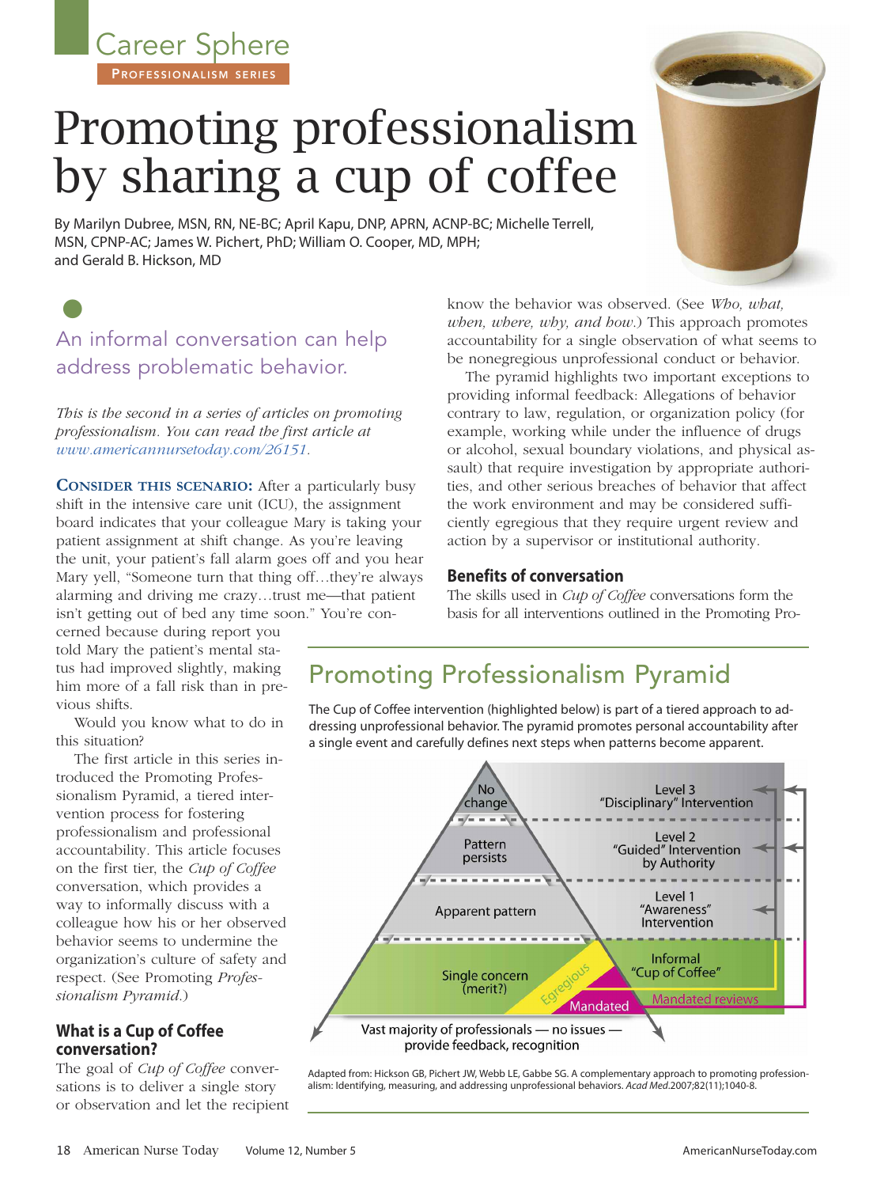Career Sphere

PROFESSIONALISM SERIES

# Promoting professionalism by sharing a cup of coffee

By Marilyn Dubree, MSN, RN, NE-BC; April Kapu, DNP, APRN, ACNP-BC; Michelle Terrell, MSN, CPNP-AC; James W. Pichert, PhD; William O. Cooper, MD, MPH; and Gerald B. Hickson, MD

## An informal conversation can help address problematic behavior.

*This is the second in a series of articles on promoting professionalism. You can read the first article at www.americannursetoday.com/26151.*

**CONSIDER THIS SCENARIO:** After a particularly busy shift in the intensive care unit (ICU), the assignment board indicates that your colleague Mary is taking your patient assignment at shift change. As you're leaving the unit, your patient's fall alarm goes off and you hear Mary yell, "Someone turn that thing off…they're always alarming and driving me crazy…trust me—that patient isn't getting out of bed any time soon." You're concerned because during report you told Mary the patient's mental status had improved slightly, making him more of a fall risk than in previous shifts.

Would you know what to do in this situation?

The first article in this series introduced the Promoting Professionalism Pyramid, a tiered intervention process for fostering professionalism and professional accountability. This article focuses on the first tier, the *Cup of Coffee* conversation, which provides a way to informally discuss with a colleague how his or her observed behavior seems to undermine the organization's culture of safety and respect. (See *Promoting Professionalism Pyramid.*)

### What is a Cup of Coffee conversation?

The goal of *Cup of Coffee* conversations is to deliver a single story or observation and let the recipient know the behavior was observed. (See *Who, what, when, where, why, and how.*) This approach promotes accountability for a single observation of what seems to be nonegregious unprofessional conduct or behavior.

The pyramid highlights two important exceptions to providing informal feedback: Allegations of behavior contrary to law, regulation, or organization policy (for example, working while under the influence of drugs or alcohol, sexual boundary violations, and physical assault) that require investigation by appropriate authorities, and other serious breaches of behavior that affect the work environment and may be considered sufficiently egregious that they require urgent review and action by a supervisor or institutional authority.

### Benefits of conversation

The skills used in *Cup of Coffee* conversations form the basis for all interventions outlined in the Promoting Pro-

## Promoting Professionalism Pyramid

The Cup of Coffee intervention (highlighted below) is part of a tiered approach to addressing unprofessional behavior. The pyramid promotes personal accountability after a single event and carefully defines next steps when patterns become apparent.

| Pyramid tier | Intervention |
|---|---|
| No change | Level 3 "Disciplinary" Intervention |
| Pattern persists | Level 2 "Guided" Intervention by Authority |
| Apparent pattern | Level 1 "Awareness" Intervention |
| Single concern (merit?) | Informal "Cup of Coffee" |
| Egregious / Mandated | Mandated reviews |

Vast majority of professionals — no issues — provide feedback, recognition

Adapted from: Hickson GB, Pichert JW, Webb LE, Gabbe SG. A complementary approach to promoting professionalism: Identifying, measuring, and addressing unprofessional behaviors. *Acad Med.*2007;82(11);1040-8.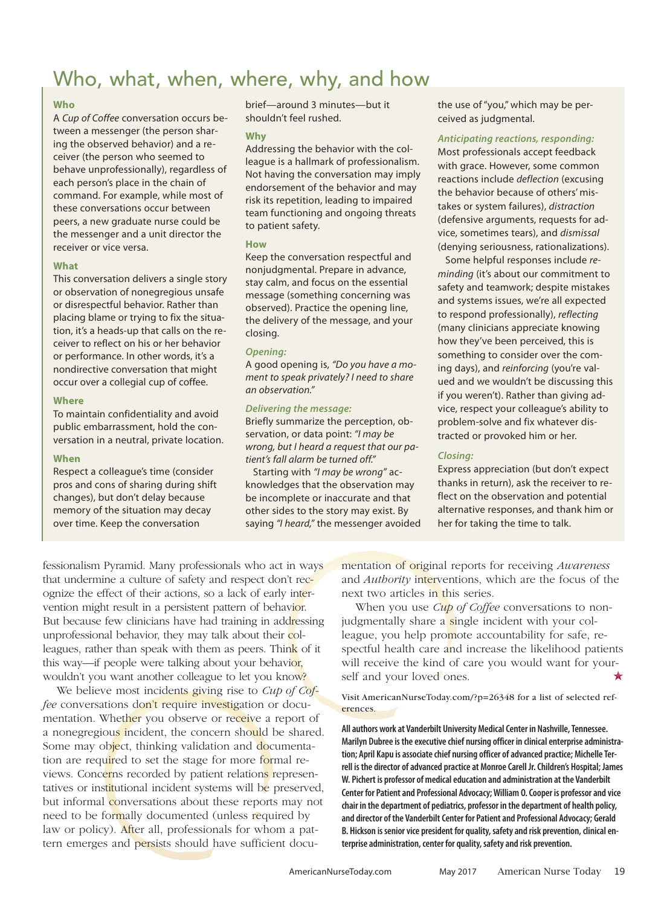## Who, what, when, where, why, and how

### Who

A *Cup of Coffee* conversation occurs between a messenger (the person sharing the observed behavior) and a receiver (the person who seemed to behave unprofessionally), regardless of each person's place in the chain of command. For example, while most of these conversations occur between peers, a new graduate nurse could be the messenger and a unit director the receiver or vice versa.

### What

This conversation delivers a single story or observation of nonegregious unsafe or disrespectful behavior. Rather than placing blame or trying to fix the situation, it's a heads-up that calls on the receiver to reflect on his or her behavior or performance. In other words, it's a nondirective conversation that might occur over a collegial cup of coffee.

### Where

To maintain confidentiality and avoid public embarrassment, hold the conversation in a neutral, private location.

### When

Respect a colleague's time (consider pros and cons of sharing during shift changes), but don't delay because memory of the situation may decay over time. Keep the conversation brief—around 3 minutes—but it shouldn't feel rushed.

### Why

Addressing the behavior with the colleague is a hallmark of professionalism. Not having the conversation may imply endorsement of the behavior and may risk its repetition, leading to impaired team functioning and ongoing threats to patient safety.

### How

Keep the conversation respectful and nonjudgmental. Prepare in advance, stay calm, and focus on the essential message (something concerning was observed). Practice the opening line, the delivery of the message, and your closing.

#### *Opening:*

A good opening is, *"Do you have a moment to speak privately? I need to share an observation."*

#### *Delivering the message:*

Briefly summarize the perception, observation, or data point: *"I may be wrong, but I heard a request that our patient's fall alarm be turned off."*

Starting with *"I may be wrong"* acknowledges that the observation may be incomplete or inaccurate and that other sides to the story may exist. By saying *"I heard,"* the messenger avoided the use of "you," which may be perceived as judgmental.

#### *Anticipating reactions, responding:*

Most professionals accept feedback with grace. However, some common reactions include *deflection* (excusing the behavior because of others' mistakes or system failures), *distraction* (defensive arguments, requests for advice, sometimes tears), and *dismissal* (denying seriousness, rationalizations).

Some helpful responses include *reminding* (it's about our commitment to safety and teamwork; despite mistakes and systems issues, we're all expected to respond professionally), *reflecting* (many clinicians appreciate knowing how they've been perceived, this is something to consider over the coming days), and *reinforcing* (you're valued and we wouldn't be discussing this if you weren't). Rather than giving advice, respect your colleague's ability to problem-solve and fix whatever distracted or provoked him or her.

#### *Closing:*

Express appreciation (but don't expect thanks in return), ask the receiver to reflect on the observation and potential alternative responses, and thank him or her for taking the time to talk.

---

fessionalism Pyramid. Many professionals who act in ways that undermine a culture of safety and respect don't recognize the effect of their actions, so a lack of early intervention might result in a persistent pattern of behavior. But because few clinicians have had training in addressing unprofessional behavior, they may talk about their colleagues, rather than speak with them as peers. Think of it this way—if people were talking about your behavior, wouldn't you want another colleague to let you know?

We believe most incidents giving rise to *Cup of Coffee* conversations don't require investigation or documentation. Whether you observe or receive a report of a nonegregious incident, the concern should be shared. Some may object, thinking validation and documentation are required to set the stage for more formal reviews. Concerns recorded by patient relations representatives or institutional incident systems will be preserved, but informal conversations about these reports may not need to be formally documented (unless required by law or policy). After all, professionals for whom a pattern emerges and persists should have sufficient documentation of original reports for receiving *Awareness* and *Authority* interventions, which are the focus of the next two articles in this series.

When you use *Cup of Coffee* conversations to nonjudgmentally share a single incident with your colleague, you help promote accountability for safe, respectful health care and increase the likelihood patients will receive the kind of care you would want for yourself and your loved ones. ★

Visit AmericanNurseToday.com/?p=26348 for a list of selected references.

**All authors work at Vanderbilt University Medical Center in Nashville, Tennessee. Marilyn Dubree is the executive chief nursing officer in clinical enterprise administration; April Kapu is associate chief nursing officer of advanced practice; Michelle Terrell is the director of advanced practice at Monroe Carell Jr. Children's Hospital; James W. Pichert is professor of medical education and administration at the Vanderbilt Center for Patient and Professional Advocacy; William O. Cooper is professor and vice chair in the department of pediatrics, professor in the department of health policy, and director of the Vanderbilt Center for Patient and Professional Advocacy; Gerald B. Hickson is senior vice president for quality, safety and risk prevention, clinical enterprise administration, center for quality, safety and risk prevention.**